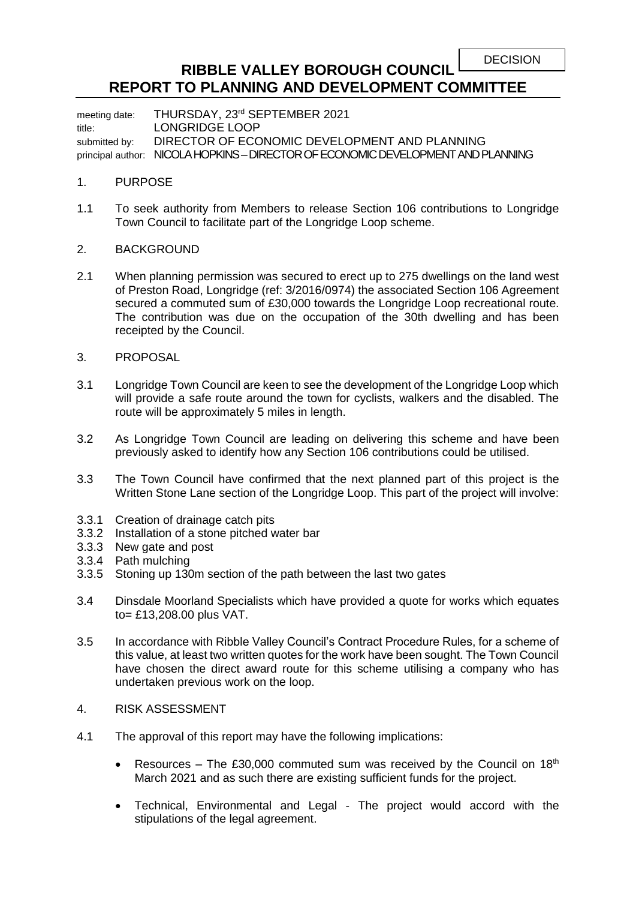DECISION

# RIBBLE VALLEY BOROUGH COUNCIL
# REPORT TO PLANNING AND DEVELOPMENT COMMITTEE

meeting date: THURSDAY, 23rd SEPTEMBER 2021
title: LONGRIDGE LOOP
submitted by: DIRECTOR OF ECONOMIC DEVELOPMENT AND PLANNING
principal author: NICOLA HOPKINS – DIRECTOR OF ECONOMIC DEVELOPMENT AND PLANNING

1. PURPOSE

1.1 To seek authority from Members to release Section 106 contributions to Longridge Town Council to facilitate part of the Longridge Loop scheme.

2. BACKGROUND

2.1 When planning permission was secured to erect up to 275 dwellings on the land west of Preston Road, Longridge (ref: 3/2016/0974) the associated Section 106 Agreement secured a commuted sum of £30,000 towards the Longridge Loop recreational route. The contribution was due on the occupation of the 30th dwelling and has been receipted by the Council.

3. PROPOSAL

3.1 Longridge Town Council are keen to see the development of the Longridge Loop which will provide a safe route around the town for cyclists, walkers and the disabled. The route will be approximately 5 miles in length.

3.2 As Longridge Town Council are leading on delivering this scheme and have been previously asked to identify how any Section 106 contributions could be utilised.

3.3 The Town Council have confirmed that the next planned part of this project is the Written Stone Lane section of the Longridge Loop. This part of the project will involve:

3.3.1 Creation of drainage catch pits
3.3.2 Installation of a stone pitched water bar
3.3.3 New gate and post
3.3.4 Path mulching
3.3.5 Stoning up 130m section of the path between the last two gates

3.4 Dinsdale Moorland Specialists which have provided a quote for works which equates to= £13,208.00 plus VAT.

3.5 In accordance with Ribble Valley Council's Contract Procedure Rules, for a scheme of this value, at least two written quotes for the work have been sought. The Town Council have chosen the direct award route for this scheme utilising a company who has undertaken previous work on the loop.

4. RISK ASSESSMENT

4.1 The approval of this report may have the following implications:

- Resources – The £30,000 commuted sum was received by the Council on 18th March 2021 and as such there are existing sufficient funds for the project.
- Technical, Environmental and Legal - The project would accord with the stipulations of the legal agreement.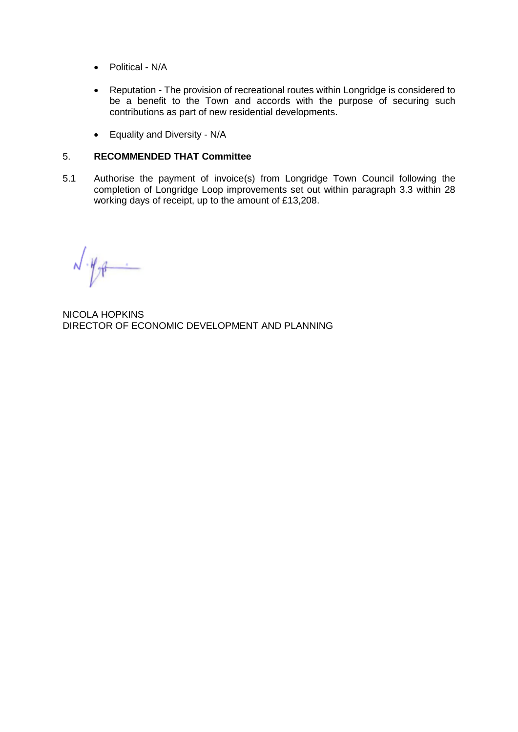- Political - N/A

- Reputation - The provision of recreational routes within Longridge is considered to be a benefit to the Town and accords with the purpose of securing such contributions as part of new residential developments.

- Equality and Diversity - N/A

5. **RECOMMENDED THAT Committee**

5.1 Authorise the payment of invoice(s) from Longridge Town Council following the completion of Longridge Loop improvements set out within paragraph 3.3 within 28 working days of receipt, up to the amount of £13,208.

NICOLA HOPKINS
DIRECTOR OF ECONOMIC DEVELOPMENT AND PLANNING